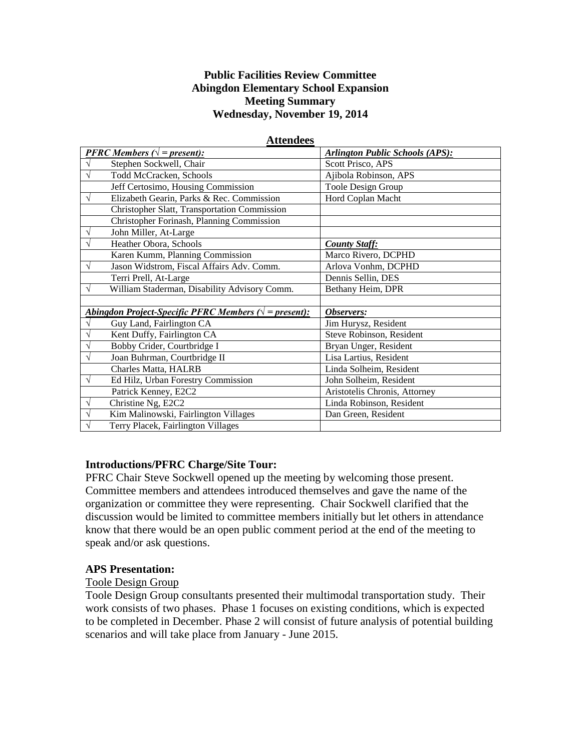**Public Facilities Review Committee**
**Abingdon Elementary School Expansion**
**Meeting Summary**
**Wednesday, November 19, 2014**

**Attendees**

| ***PFRC Members (√ = present):*** | ***Arlington Public Schools (APS):*** |
|---|---|
| √ Stephen Sockwell, Chair | Scott Prisco, APS |
| √ Todd McCracken, Schools | Ajibola Robinson, APS |
| Jeff Certosimo, Housing Commission | Toole Design Group |
| √ Elizabeth Gearin, Parks & Rec. Commission | Hord Coplan Macht |
| Christopher Slatt, Transportation Commission | |
| Christopher Forinash, Planning Commission | |
| √ John Miller, At-Large | |
| √ Heather Obora, Schools | ***County Staff:*** |
| Karen Kumm, Planning Commission | Marco Rivero, DCPHD |
| √ Jason Widstrom, Fiscal Affairs Adv. Comm. | Arlova Vonhm, DCPHD |
| Terri Prell, At-Large | Dennis Sellin, DES |
| √ William Staderman, Disability Advisory Comm. | Bethany Heim, DPR |
| | |
| ***Abingdon Project-Specific PFRC Members (√ = present):*** | ***Observers:*** |
| √ Guy Land, Fairlington CA | Jim Hurysz, Resident |
| √ Kent Duffy, Fairlington CA | Steve Robinson, Resident |
| √ Bobby Crider, Courtbridge I | Bryan Unger, Resident |
| √ Joan Buhrman, Courtbridge II | Lisa Lartius, Resident |
| Charles Matta, HALRB | Linda Solheim, Resident |
| √ Ed Hilz, Urban Forestry Commission | John Solheim, Resident |
| Patrick Kenney, E2C2 | Aristotelis Chronis, Attorney |
| √ Christine Ng, E2C2 | Linda Robinson, Resident |
| √ Kim Malinowski, Fairlington Villages | Dan Green, Resident |
| √ Terry Placek, Fairlington Villages | |

**Introductions/PFRC Charge/Site Tour:**

PFRC Chair Steve Sockwell opened up the meeting by welcoming those present. Committee members and attendees introduced themselves and gave the name of the organization or committee they were representing. Chair Sockwell clarified that the discussion would be limited to committee members initially but let others in attendance know that there would be an open public comment period at the end of the meeting to speak and/or ask questions.

**APS Presentation:**

Toole Design Group

Toole Design Group consultants presented their multimodal transportation study. Their work consists of two phases. Phase 1 focuses on existing conditions, which is expected to be completed in December. Phase 2 will consist of future analysis of potential building scenarios and will take place from January - June 2015.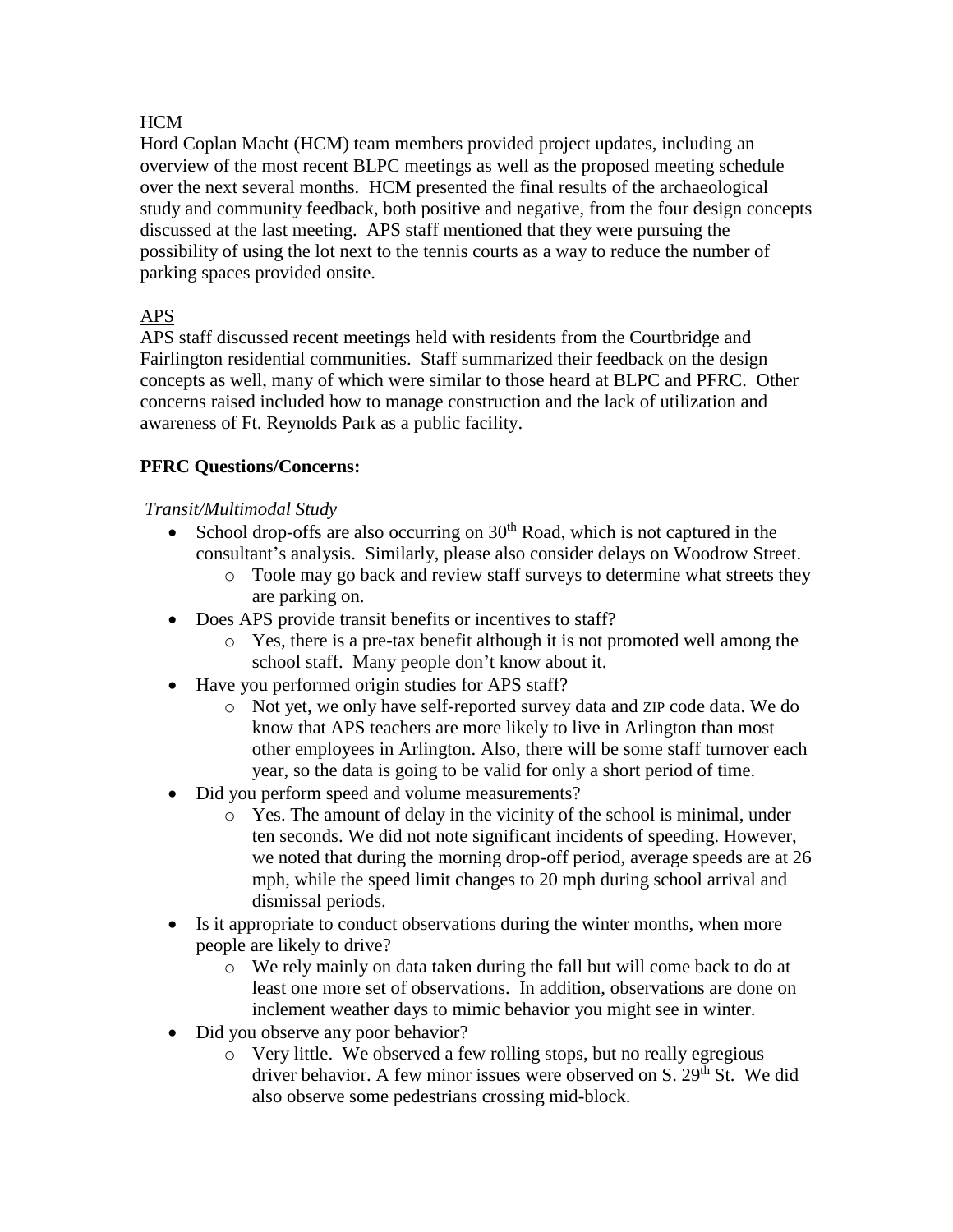HCM

Hord Coplan Macht (HCM) team members provided project updates, including an overview of the most recent BLPC meetings as well as the proposed meeting schedule over the next several months. HCM presented the final results of the archaeological study and community feedback, both positive and negative, from the four design concepts discussed at the last meeting. APS staff mentioned that they were pursuing the possibility of using the lot next to the tennis courts as a way to reduce the number of parking spaces provided onsite.

APS

APS staff discussed recent meetings held with residents from the Courtbridge and Fairlington residential communities. Staff summarized their feedback on the design concepts as well, many of which were similar to those heard at BLPC and PFRC. Other concerns raised included how to manage construction and the lack of utilization and awareness of Ft. Reynolds Park as a public facility.

**PFRC Questions/Concerns:**

*Transit/Multimodal Study*

- School drop-offs are also occurring on 30th Road, which is not captured in the consultant's analysis. Similarly, please also consider delays on Woodrow Street.
  - Toole may go back and review staff surveys to determine what streets they are parking on.
- Does APS provide transit benefits or incentives to staff?
  - Yes, there is a pre-tax benefit although it is not promoted well among the school staff. Many people don't know about it.
- Have you performed origin studies for APS staff?
  - Not yet, we only have self-reported survey data and ZIP code data. We do know that APS teachers are more likely to live in Arlington than most other employees in Arlington. Also, there will be some staff turnover each year, so the data is going to be valid for only a short period of time.
- Did you perform speed and volume measurements?
  - Yes. The amount of delay in the vicinity of the school is minimal, under ten seconds. We did not note significant incidents of speeding. However, we noted that during the morning drop-off period, average speeds are at 26 mph, while the speed limit changes to 20 mph during school arrival and dismissal periods.
- Is it appropriate to conduct observations during the winter months, when more people are likely to drive?
  - We rely mainly on data taken during the fall but will come back to do at least one more set of observations. In addition, observations are done on inclement weather days to mimic behavior you might see in winter.
- Did you observe any poor behavior?
  - Very little. We observed a few rolling stops, but no really egregious driver behavior. A few minor issues were observed on S. 29th St. We did also observe some pedestrians crossing mid-block.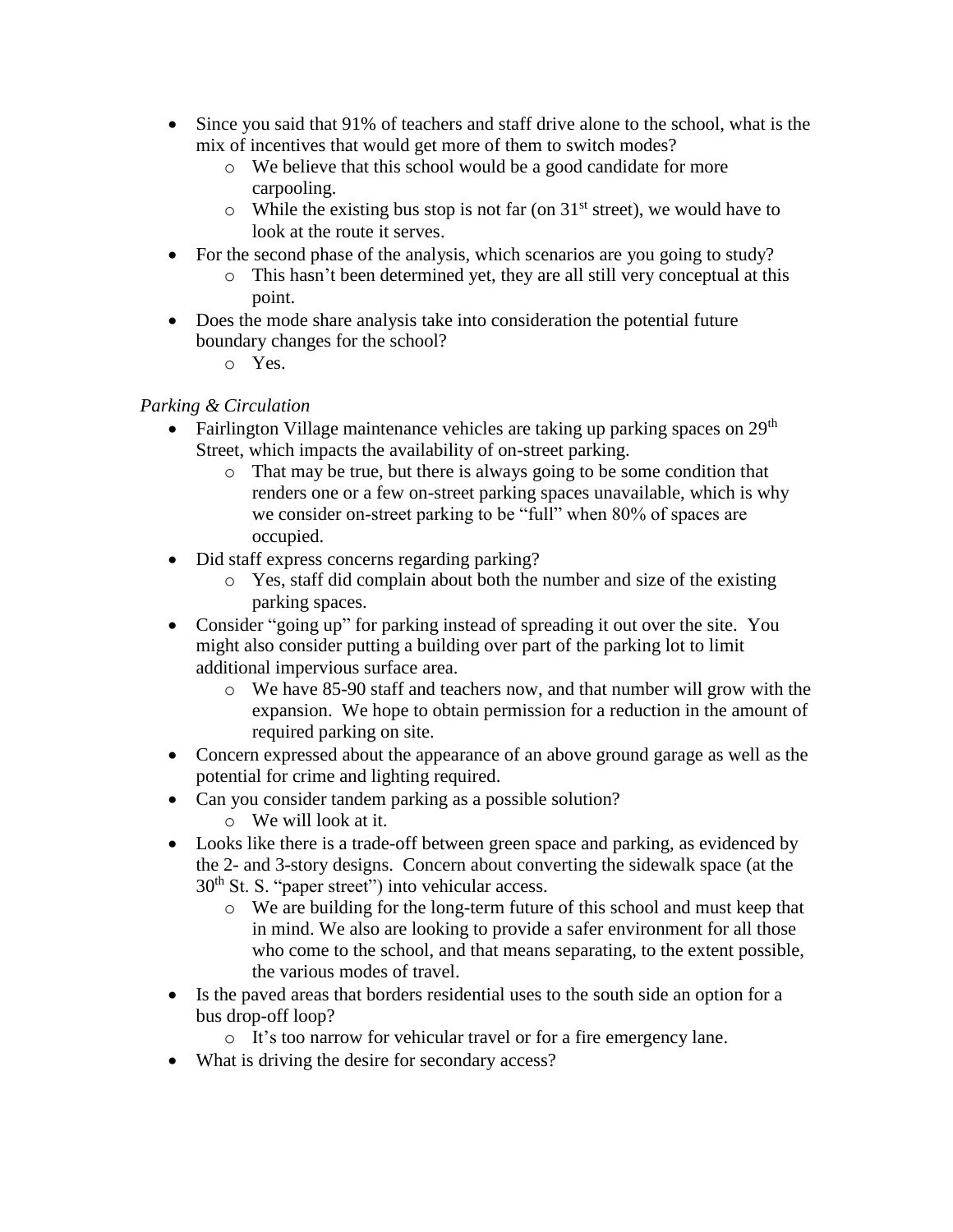- Since you said that 91% of teachers and staff drive alone to the school, what is the mix of incentives that would get more of them to switch modes?
    - We believe that this school would be a good candidate for more carpooling.
    - While the existing bus stop is not far (on 31st street), we would have to look at the route it serves.
- For the second phase of the analysis, which scenarios are you going to study?
    - This hasn't been determined yet, they are all still very conceptual at this point.
- Does the mode share analysis take into consideration the potential future boundary changes for the school?
    - Yes.

*Parking & Circulation*

- Fairlington Village maintenance vehicles are taking up parking spaces on 29th Street, which impacts the availability of on-street parking.
    - That may be true, but there is always going to be some condition that renders one or a few on-street parking spaces unavailable, which is why we consider on-street parking to be "full" when 80% of spaces are occupied.
- Did staff express concerns regarding parking?
    - Yes, staff did complain about both the number and size of the existing parking spaces.
- Consider "going up" for parking instead of spreading it out over the site. You might also consider putting a building over part of the parking lot to limit additional impervious surface area.
    - We have 85-90 staff and teachers now, and that number will grow with the expansion. We hope to obtain permission for a reduction in the amount of required parking on site.
- Concern expressed about the appearance of an above ground garage as well as the potential for crime and lighting required.
- Can you consider tandem parking as a possible solution?
    - We will look at it.
- Looks like there is a trade-off between green space and parking, as evidenced by the 2- and 3-story designs. Concern about converting the sidewalk space (at the 30th St. S. "paper street") into vehicular access.
    - We are building for the long-term future of this school and must keep that in mind. We also are looking to provide a safer environment for all those who come to the school, and that means separating, to the extent possible, the various modes of travel.
- Is the paved areas that borders residential uses to the south side an option for a bus drop-off loop?
    - It's too narrow for vehicular travel or for a fire emergency lane.
- What is driving the desire for secondary access?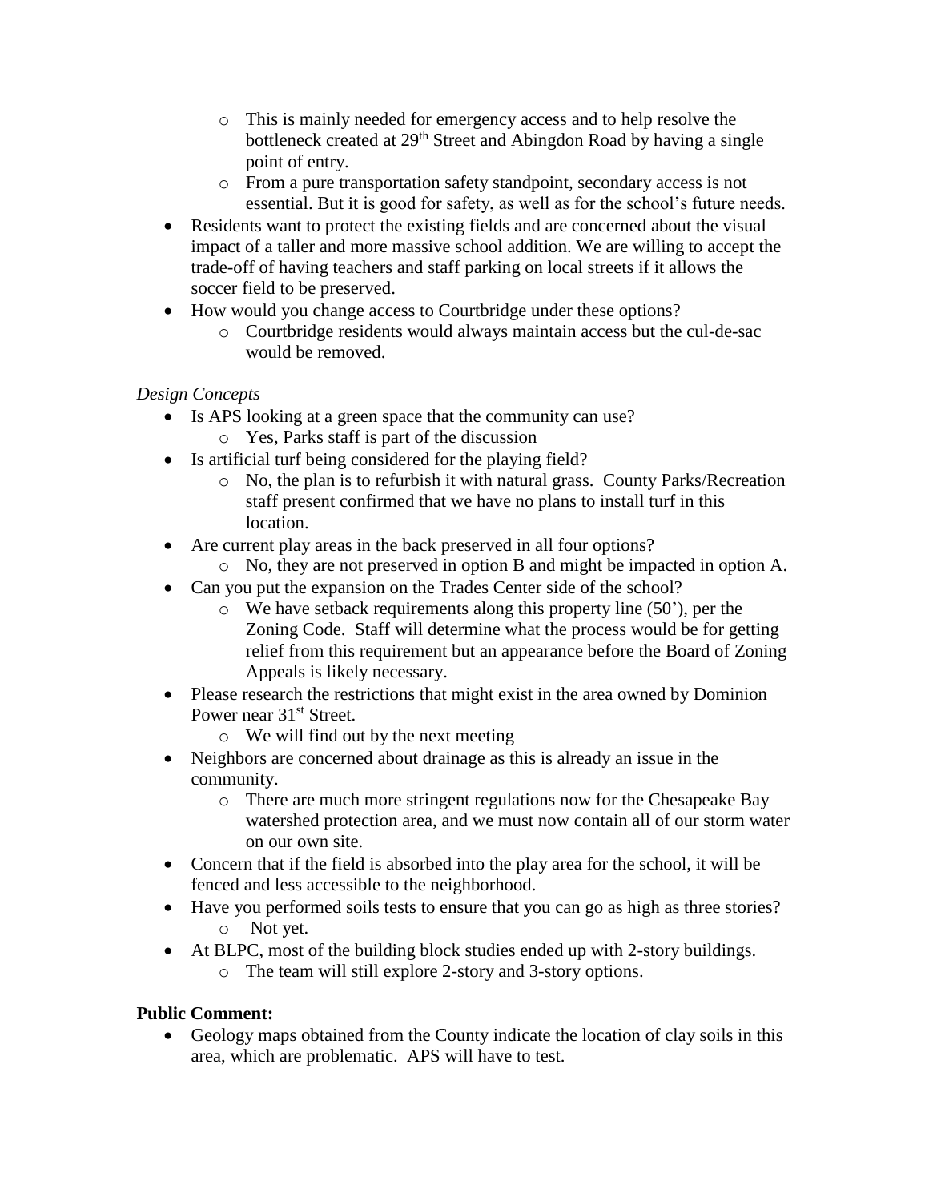- This is mainly needed for emergency access and to help resolve the bottleneck created at 29th Street and Abingdon Road by having a single point of entry.
  - From a pure transportation safety standpoint, secondary access is not essential. But it is good for safety, as well as for the school's future needs.
- Residents want to protect the existing fields and are concerned about the visual impact of a taller and more massive school addition. We are willing to accept the trade-off of having teachers and staff parking on local streets if it allows the soccer field to be preserved.
- How would you change access to Courtbridge under these options?
  - Courtbridge residents would always maintain access but the cul-de-sac would be removed.

*Design Concepts*

- Is APS looking at a green space that the community can use?
  - Yes, Parks staff is part of the discussion
- Is artificial turf being considered for the playing field?
  - No, the plan is to refurbish it with natural grass. County Parks/Recreation staff present confirmed that we have no plans to install turf in this location.
- Are current play areas in the back preserved in all four options?
  - No, they are not preserved in option B and might be impacted in option A.
- Can you put the expansion on the Trades Center side of the school?
  - We have setback requirements along this property line (50'), per the Zoning Code. Staff will determine what the process would be for getting relief from this requirement but an appearance before the Board of Zoning Appeals is likely necessary.
- Please research the restrictions that might exist in the area owned by Dominion Power near 31st Street.
  - We will find out by the next meeting
- Neighbors are concerned about drainage as this is already an issue in the community.
  - There are much more stringent regulations now for the Chesapeake Bay watershed protection area, and we must now contain all of our storm water on our own site.
- Concern that if the field is absorbed into the play area for the school, it will be fenced and less accessible to the neighborhood.
- Have you performed soils tests to ensure that you can go as high as three stories?
  - Not yet.
- At BLPC, most of the building block studies ended up with 2-story buildings.
  - The team will still explore 2-story and 3-story options.

**Public Comment:**

- Geology maps obtained from the County indicate the location of clay soils in this area, which are problematic. APS will have to test.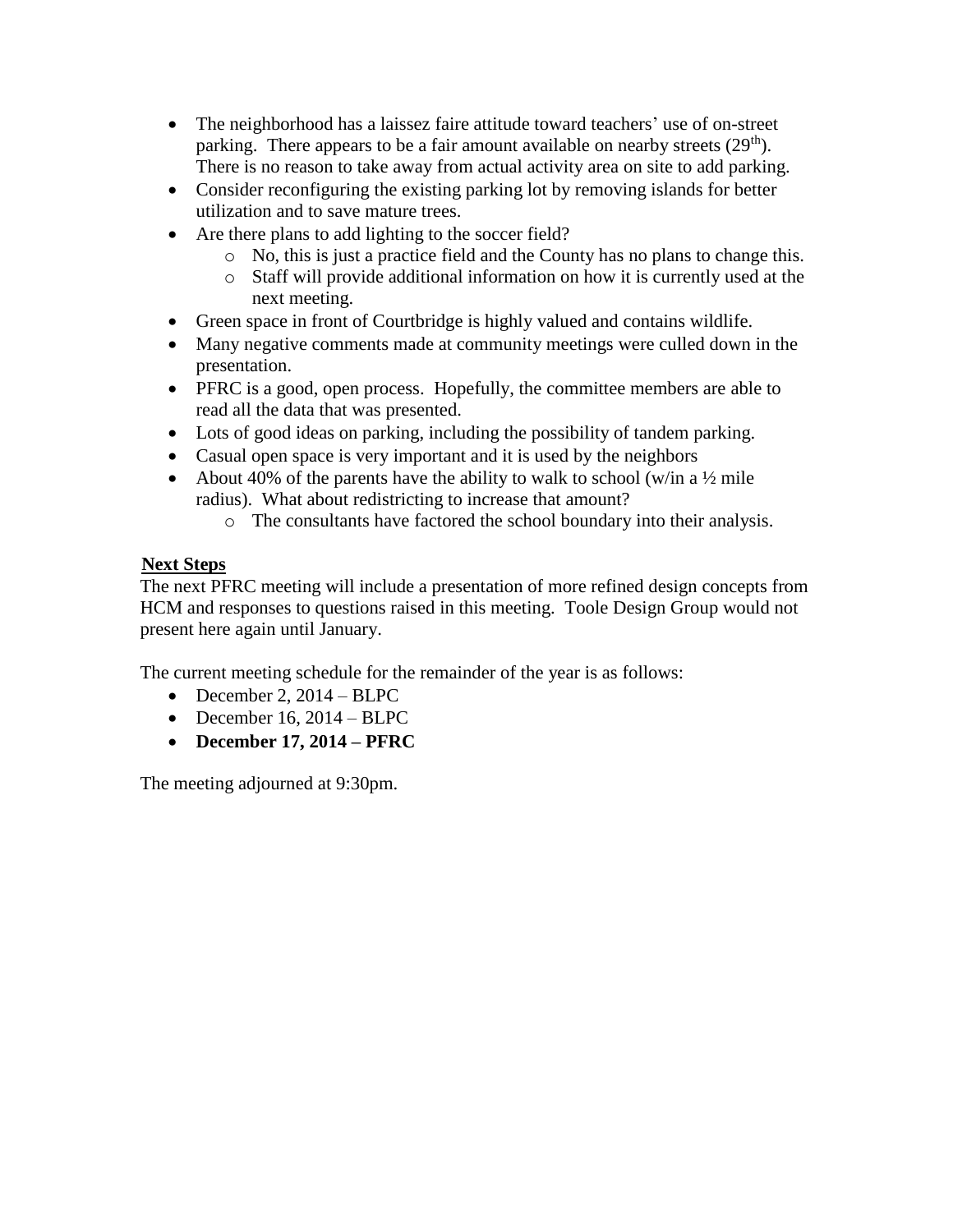- The neighborhood has a laissez faire attitude toward teachers' use of on-street parking. There appears to be a fair amount available on nearby streets (29th). There is no reason to take away from actual activity area on site to add parking.
- Consider reconfiguring the existing parking lot by removing islands for better utilization and to save mature trees.
- Are there plans to add lighting to the soccer field?
  - No, this is just a practice field and the County has no plans to change this.
  - Staff will provide additional information on how it is currently used at the next meeting.
- Green space in front of Courtbridge is highly valued and contains wildlife.
- Many negative comments made at community meetings were culled down in the presentation.
- PFRC is a good, open process. Hopefully, the committee members are able to read all the data that was presented.
- Lots of good ideas on parking, including the possibility of tandem parking.
- Casual open space is very important and it is used by the neighbors
- About 40% of the parents have the ability to walk to school (w/in a ½ mile radius). What about redistricting to increase that amount?
  - The consultants have factored the school boundary into their analysis.

## Next Steps

The next PFRC meeting will include a presentation of more refined design concepts from HCM and responses to questions raised in this meeting. Toole Design Group would not present here again until January.

The current meeting schedule for the remainder of the year is as follows:

- December 2, 2014 – BLPC
- December 16, 2014 – BLPC
- **December 17, 2014 – PFRC**

The meeting adjourned at 9:30pm.